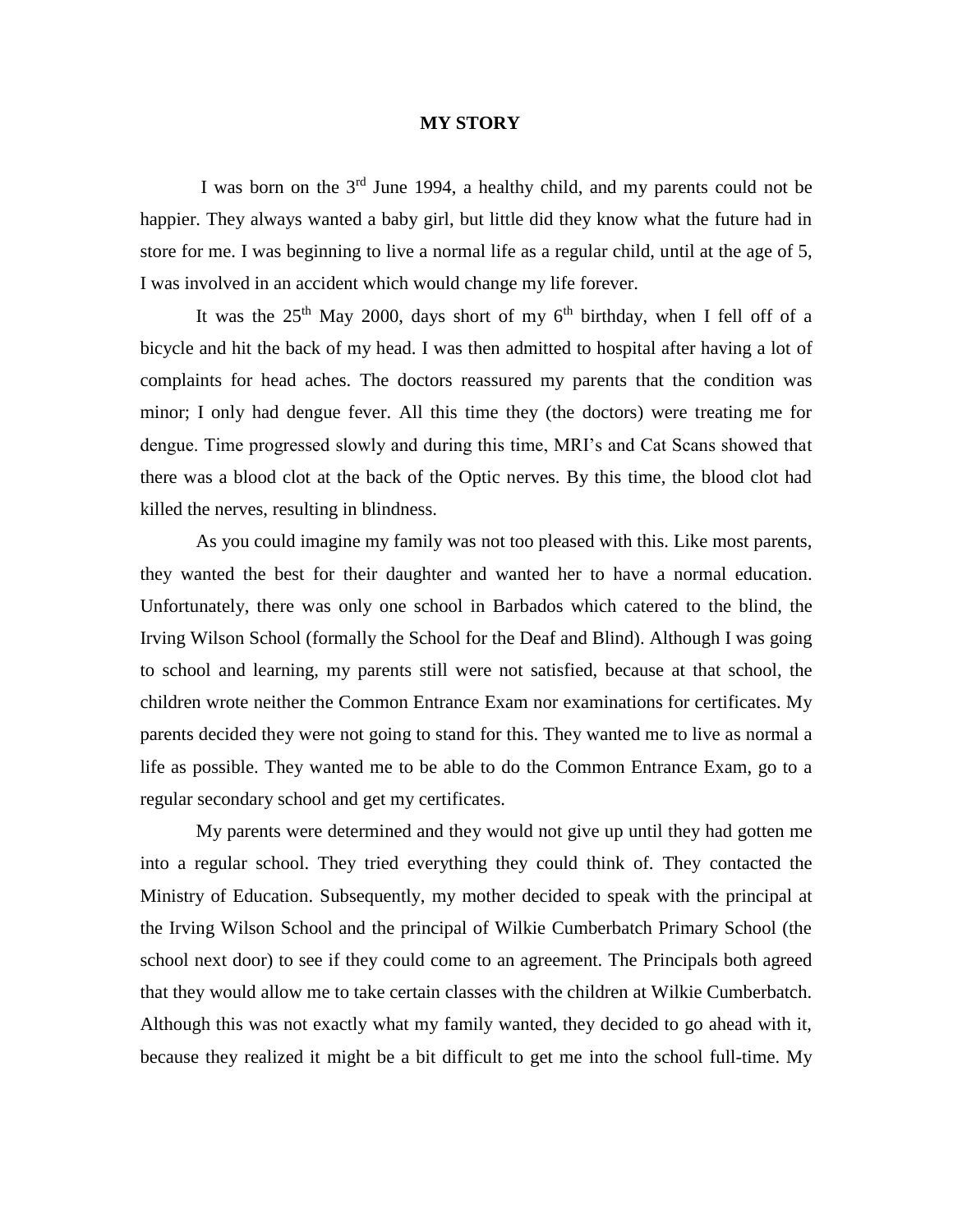# MY STORY

I was born on the 3rd June 1994, a healthy child, and my parents could not be happier. They always wanted a baby girl, but little did they know what the future had in store for me. I was beginning to live a normal life as a regular child, until at the age of 5, I was involved in an accident which would change my life forever.

It was the 25th May 2000, days short of my 6th birthday, when I fell off of a bicycle and hit the back of my head. I was then admitted to hospital after having a lot of complaints for head aches. The doctors reassured my parents that the condition was minor; I only had dengue fever. All this time they (the doctors) were treating me for dengue. Time progressed slowly and during this time, MRI's and Cat Scans showed that there was a blood clot at the back of the Optic nerves. By this time, the blood clot had killed the nerves, resulting in blindness.

As you could imagine my family was not too pleased with this. Like most parents, they wanted the best for their daughter and wanted her to have a normal education. Unfortunately, there was only one school in Barbados which catered to the blind, the Irving Wilson School (formally the School for the Deaf and Blind). Although I was going to school and learning, my parents still were not satisfied, because at that school, the children wrote neither the Common Entrance Exam nor examinations for certificates. My parents decided they were not going to stand for this. They wanted me to live as normal a life as possible. They wanted me to be able to do the Common Entrance Exam, go to a regular secondary school and get my certificates.

My parents were determined and they would not give up until they had gotten me into a regular school. They tried everything they could think of. They contacted the Ministry of Education. Subsequently, my mother decided to speak with the principal at the Irving Wilson School and the principal of Wilkie Cumberbatch Primary School (the school next door) to see if they could come to an agreement. The Principals both agreed that they would allow me to take certain classes with the children at Wilkie Cumberbatch. Although this was not exactly what my family wanted, they decided to go ahead with it, because they realized it might be a bit difficult to get me into the school full-time. My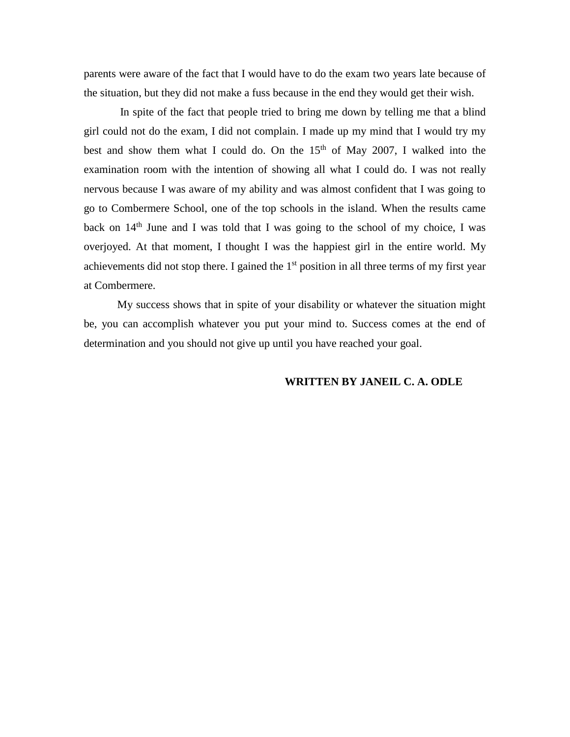parents were aware of the fact that I would have to do the exam two years late because of the situation, but they did not make a fuss because in the end they would get their wish.

In spite of the fact that people tried to bring me down by telling me that a blind girl could not do the exam, I did not complain. I made up my mind that I would try my best and show them what I could do. On the 15th of May 2007, I walked into the examination room with the intention of showing all what I could do. I was not really nervous because I was aware of my ability and was almost confident that I was going to go to Combermere School, one of the top schools in the island. When the results came back on 14th June and I was told that I was going to the school of my choice, I was overjoyed. At that moment, I thought I was the happiest girl in the entire world. My achievements did not stop there. I gained the 1st position in all three terms of my first year at Combermere.

My success shows that in spite of your disability or whatever the situation might be, you can accomplish whatever you put your mind to. Success comes at the end of determination and you should not give up until you have reached your goal.

**WRITTEN BY JANEIL C. A. ODLE**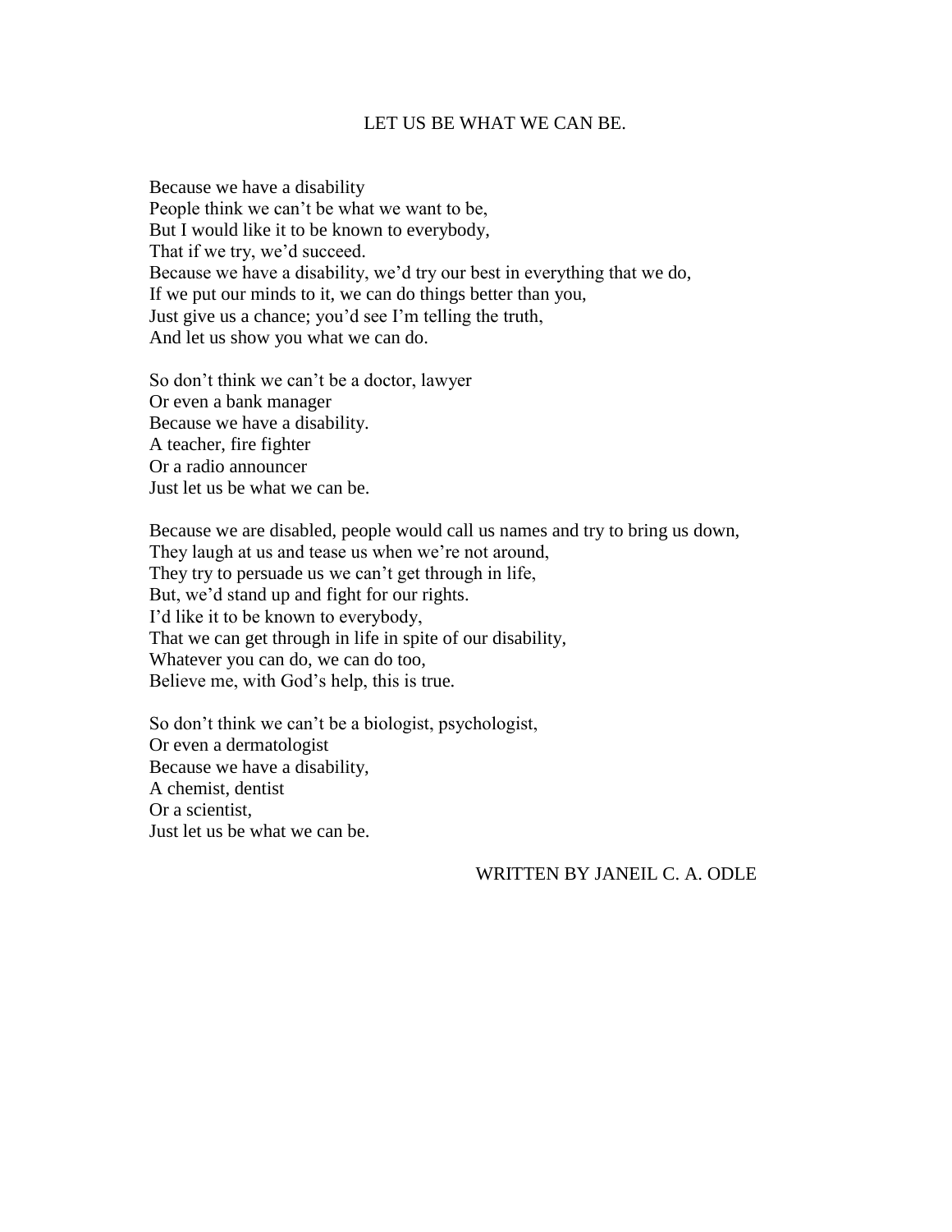# LET US BE WHAT WE CAN BE.

Because we have a disability  
People think we can't be what we want to be,  
But I would like it to be known to everybody,  
That if we try, we'd succeed.  
Because we have a disability, we'd try our best in everything that we do,  
If we put our minds to it, we can do things better than you,  
Just give us a chance; you'd see I'm telling the truth,  
And let us show you what we can do.

So don't think we can't be a doctor, lawyer  
Or even a bank manager  
Because we have a disability.  
A teacher, fire fighter  
Or a radio announcer  
Just let us be what we can be.

Because we are disabled, people would call us names and try to bring us down,  
They laugh at us and tease us when we're not around,  
They try to persuade us we can't get through in life,  
But, we'd stand up and fight for our rights.  
I'd like it to be known to everybody,  
That we can get through in life in spite of our disability,  
Whatever you can do, we can do too,  
Believe me, with God's help, this is true.

So don't think we can't be a biologist, psychologist,  
Or even a dermatologist  
Because we have a disability,  
A chemist, dentist  
Or a scientist,  
Just let us be what we can be.

WRITTEN BY JANEIL C. A. ODLE